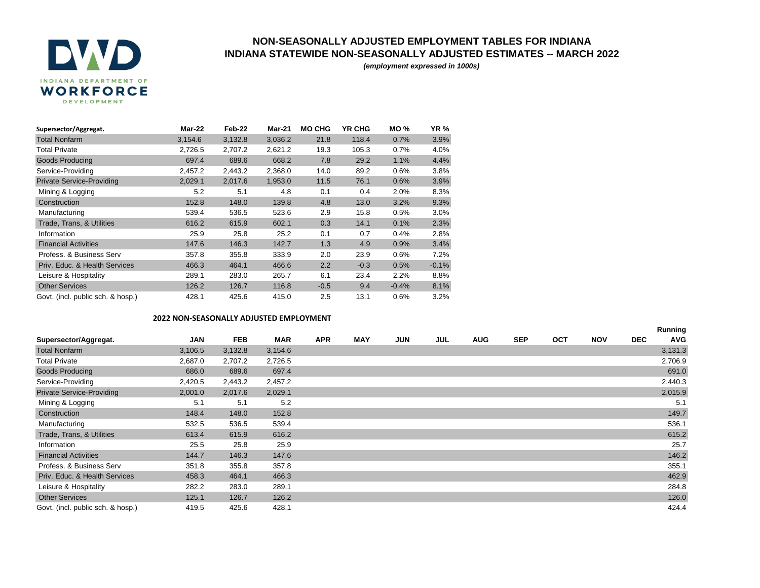INDIANA DEPARTMENT OF WORKFORCE DEVELOPMENT

# NON-SEASONALLY ADJUSTED EMPLOYMENT TABLES FOR INDIANA
## INDIANA STATEWIDE NON-SEASONALLY ADJUSTED ESTIMATES -- MARCH 2022

*(employment expressed in 1000s)*

| Supersector/Aggregat. | Mar-22 | Feb-22 | Mar-21 | MO CHG | YR CHG | MO % | YR % |
|---|---|---|---|---|---|---|---|
| Total Nonfarm | 3,154.6 | 3,132.8 | 3,036.2 | 21.8 | 118.4 | 0.7% | 3.9% |
| Total Private | 2,726.5 | 2,707.2 | 2,621.2 | 19.3 | 105.3 | 0.7% | 4.0% |
| Goods Producing | 697.4 | 689.6 | 668.2 | 7.8 | 29.2 | 1.1% | 4.4% |
| Service-Providing | 2,457.2 | 2,443.2 | 2,368.0 | 14.0 | 89.2 | 0.6% | 3.8% |
| Private Service-Providing | 2,029.1 | 2,017.6 | 1,953.0 | 11.5 | 76.1 | 0.6% | 3.9% |
| Mining & Logging | 5.2 | 5.1 | 4.8 | 0.1 | 0.4 | 2.0% | 8.3% |
| Construction | 152.8 | 148.0 | 139.8 | 4.8 | 13.0 | 3.2% | 9.3% |
| Manufacturing | 539.4 | 536.5 | 523.6 | 2.9 | 15.8 | 0.5% | 3.0% |
| Trade, Trans, & Utilities | 616.2 | 615.9 | 602.1 | 0.3 | 14.1 | 0.1% | 2.3% |
| Information | 25.9 | 25.8 | 25.2 | 0.1 | 0.7 | 0.4% | 2.8% |
| Financial Activities | 147.6 | 146.3 | 142.7 | 1.3 | 4.9 | 0.9% | 3.4% |
| Profess. & Business Serv | 357.8 | 355.8 | 333.9 | 2.0 | 23.9 | 0.6% | 7.2% |
| Priv. Educ. & Health Services | 466.3 | 464.1 | 466.6 | 2.2 | -0.3 | 0.5% | -0.1% |
| Leisure & Hospitality | 289.1 | 283.0 | 265.7 | 6.1 | 23.4 | 2.2% | 8.8% |
| Other Services | 126.2 | 126.7 | 116.8 | -0.5 | 9.4 | -0.4% | 8.1% |
| Govt. (incl. public sch. & hosp.) | 428.1 | 425.6 | 415.0 | 2.5 | 13.1 | 0.6% | 3.2% |

### 2022 NON-SEASONALLY ADJUSTED EMPLOYMENT

| Supersector/Aggregat. | JAN | FEB | MAR | APR | MAY | JUN | JUL | AUG | SEP | OCT | NOV | DEC | Running AVG |
|---|---|---|---|---|---|---|---|---|---|---|---|---|---|
| Total Nonfarm | 3,106.5 | 3,132.8 | 3,154.6 | | | | | | | | | | 3,131.3 |
| Total Private | 2,687.0 | 2,707.2 | 2,726.5 | | | | | | | | | | 2,706.9 |
| Goods Producing | 686.0 | 689.6 | 697.4 | | | | | | | | | | 691.0 |
| Service-Providing | 2,420.5 | 2,443.2 | 2,457.2 | | | | | | | | | | 2,440.3 |
| Private Service-Providing | 2,001.0 | 2,017.6 | 2,029.1 | | | | | | | | | | 2,015.9 |
| Mining & Logging | 5.1 | 5.1 | 5.2 | | | | | | | | | | 5.1 |
| Construction | 148.4 | 148.0 | 152.8 | | | | | | | | | | 149.7 |
| Manufacturing | 532.5 | 536.5 | 539.4 | | | | | | | | | | 536.1 |
| Trade, Trans, & Utilities | 613.4 | 615.9 | 616.2 | | | | | | | | | | 615.2 |
| Information | 25.5 | 25.8 | 25.9 | | | | | | | | | | 25.7 |
| Financial Activities | 144.7 | 146.3 | 147.6 | | | | | | | | | | 146.2 |
| Profess. & Business Serv | 351.8 | 355.8 | 357.8 | | | | | | | | | | 355.1 |
| Priv. Educ. & Health Services | 458.3 | 464.1 | 466.3 | | | | | | | | | | 462.9 |
| Leisure & Hospitality | 282.2 | 283.0 | 289.1 | | | | | | | | | | 284.8 |
| Other Services | 125.1 | 126.7 | 126.2 | | | | | | | | | | 126.0 |
| Govt. (incl. public sch. & hosp.) | 419.5 | 425.6 | 428.1 | | | | | | | | | | 424.4 |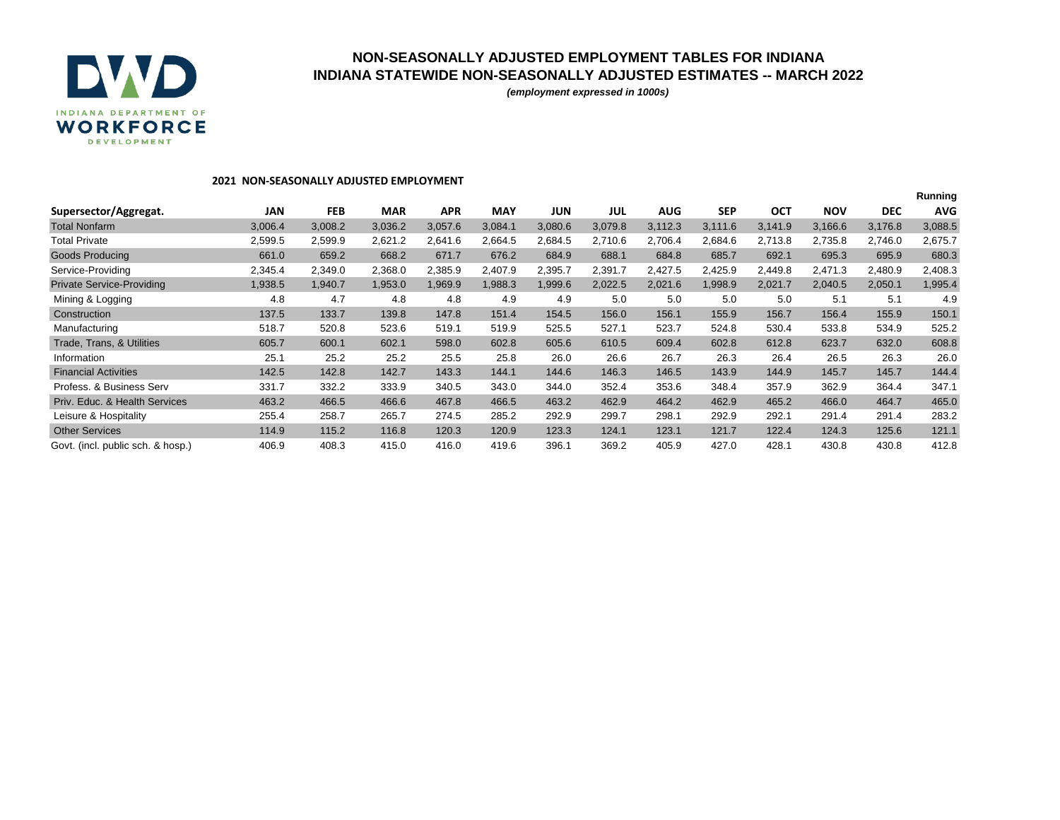# NON-SEASONALLY ADJUSTED EMPLOYMENT TABLES FOR INDIANA

## INDIANA STATEWIDE NON-SEASONALLY ADJUSTED ESTIMATES -- MARCH 2022

*(employment expressed in 1000s)*

### 2021 NON-SEASONALLY ADJUSTED EMPLOYMENT

| Supersector/Aggregat. | JAN | FEB | MAR | APR | MAY | JUN | JUL | AUG | SEP | OCT | NOV | DEC | Running AVG |
|---|---|---|---|---|---|---|---|---|---|---|---|---|---|
| Total Nonfarm | 3,006.4 | 3,008.2 | 3,036.2 | 3,057.6 | 3,084.1 | 3,080.6 | 3,079.8 | 3,112.3 | 3,111.6 | 3,141.9 | 3,166.6 | 3,176.8 | 3,088.5 |
| Total Private | 2,599.5 | 2,599.9 | 2,621.2 | 2,641.6 | 2,664.5 | 2,684.5 | 2,710.6 | 2,706.4 | 2,684.6 | 2,713.8 | 2,735.8 | 2,746.0 | 2,675.7 |
| Goods Producing | 661.0 | 659.2 | 668.2 | 671.7 | 676.2 | 684.9 | 688.1 | 684.8 | 685.7 | 692.1 | 695.3 | 695.9 | 680.3 |
| Service-Providing | 2,345.4 | 2,349.0 | 2,368.0 | 2,385.9 | 2,407.9 | 2,395.7 | 2,391.7 | 2,427.5 | 2,425.9 | 2,449.8 | 2,471.3 | 2,480.9 | 2,408.3 |
| Private Service-Providing | 1,938.5 | 1,940.7 | 1,953.0 | 1,969.9 | 1,988.3 | 1,999.6 | 2,022.5 | 2,021.6 | 1,998.9 | 2,021.7 | 2,040.5 | 2,050.1 | 1,995.4 |
| Mining & Logging | 4.8 | 4.7 | 4.8 | 4.8 | 4.9 | 4.9 | 5.0 | 5.0 | 5.0 | 5.0 | 5.1 | 5.1 | 4.9 |
| Construction | 137.5 | 133.7 | 139.8 | 147.8 | 151.4 | 154.5 | 156.0 | 156.1 | 155.9 | 156.7 | 156.4 | 155.9 | 150.1 |
| Manufacturing | 518.7 | 520.8 | 523.6 | 519.1 | 519.9 | 525.5 | 527.1 | 523.7 | 524.8 | 530.4 | 533.8 | 534.9 | 525.2 |
| Trade, Trans, & Utilities | 605.7 | 600.1 | 602.1 | 598.0 | 602.8 | 605.6 | 610.5 | 609.4 | 602.8 | 612.8 | 623.7 | 632.0 | 608.8 |
| Information | 25.1 | 25.2 | 25.2 | 25.5 | 25.8 | 26.0 | 26.6 | 26.7 | 26.3 | 26.4 | 26.5 | 26.3 | 26.0 |
| Financial Activities | 142.5 | 142.8 | 142.7 | 143.3 | 144.1 | 144.6 | 146.3 | 146.5 | 143.9 | 144.9 | 145.7 | 145.7 | 144.4 |
| Profess. & Business Serv | 331.7 | 332.2 | 333.9 | 340.5 | 343.0 | 344.0 | 352.4 | 353.6 | 348.4 | 357.9 | 362.9 | 364.4 | 347.1 |
| Priv. Educ. & Health Services | 463.2 | 466.5 | 466.6 | 467.8 | 466.5 | 463.2 | 462.9 | 464.2 | 462.9 | 465.2 | 466.0 | 464.7 | 465.0 |
| Leisure & Hospitality | 255.4 | 258.7 | 265.7 | 274.5 | 285.2 | 292.9 | 299.7 | 298.1 | 292.9 | 292.1 | 291.4 | 291.4 | 283.2 |
| Other Services | 114.9 | 115.2 | 116.8 | 120.3 | 120.9 | 123.3 | 124.1 | 123.1 | 121.7 | 122.4 | 124.3 | 125.6 | 121.1 |
| Govt. (incl. public sch. & hosp.) | 406.9 | 408.3 | 415.0 | 416.0 | 419.6 | 396.1 | 369.2 | 405.9 | 427.0 | 428.1 | 430.8 | 430.8 | 412.8 |